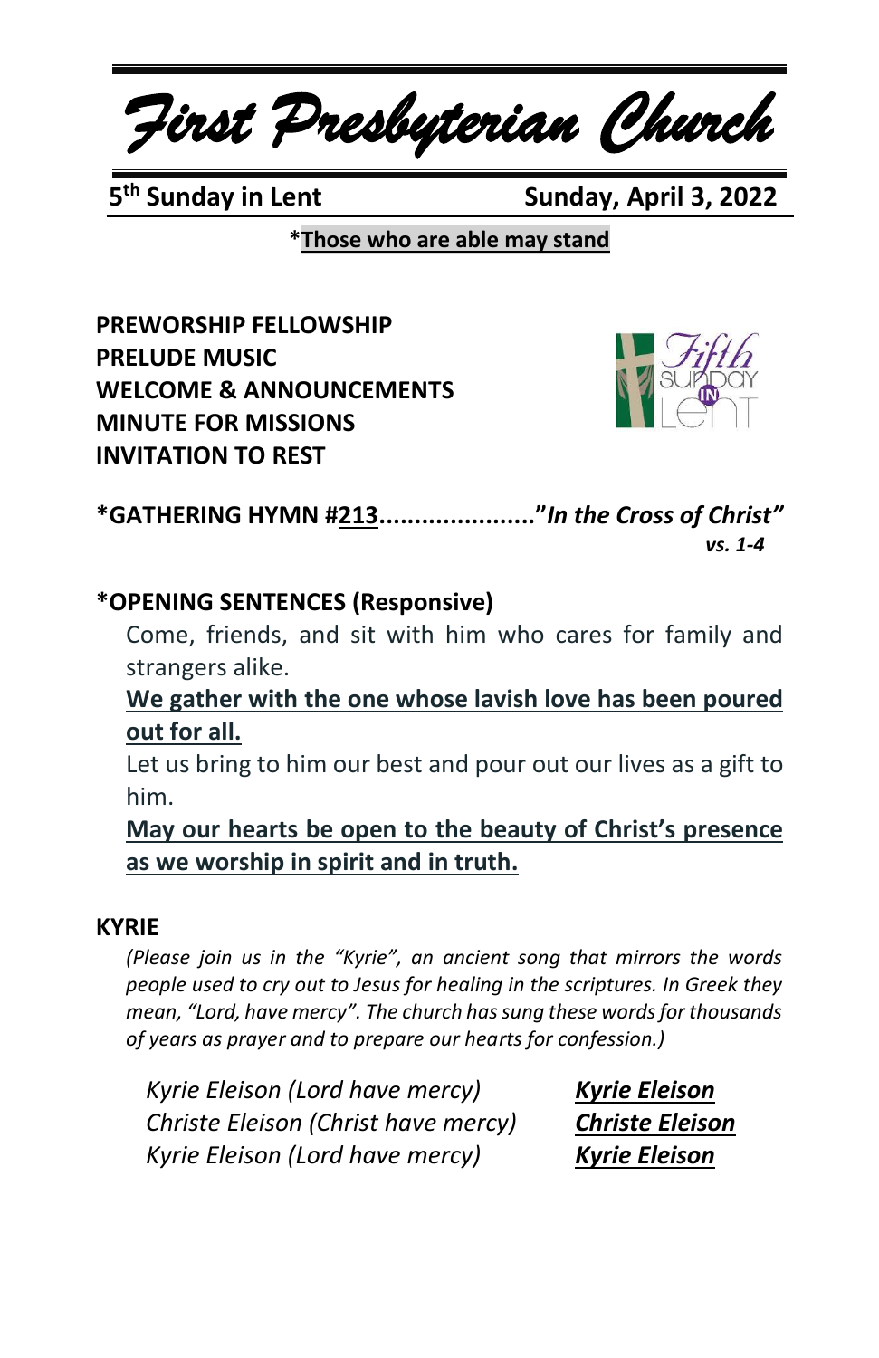# *First Presbyterian Church*

**5th Sunday in Lent** **Sunday, April 3, 2022**

***Those who are able may stand**

**PREWORSHIP FELLOWSHIP**
**PRELUDE MUSIC**
**WELCOME & ANNOUNCEMENTS**
**MINUTE FOR MISSIONS**
**INVITATION TO REST**

**\*GATHERING HYMN #213......................"*In the Cross of Christ"***
***vs. 1-4***

**\*OPENING SENTENCES (Responsive)**

Come, friends, and sit with him who cares for family and strangers alike.

**We gather with the one whose lavish love has been poured out for all.**

Let us bring to him our best and pour out our lives as a gift to him.

**May our hearts be open to the beauty of Christ's presence as we worship in spirit and in truth.**

**KYRIE**

*(Please join us in the "Kyrie", an ancient song that mirrors the words people used to cry out to Jesus for healing in the scriptures. In Greek they mean, "Lord, have mercy". The church has sung these words for thousands of years as prayer and to prepare our hearts for confession.)*

*Kyrie Eleison (Lord have mercy)* — ***Kyrie Eleison***
*Christe Eleison (Christ have mercy)* — ***Christe Eleison***
*Kyrie Eleison (Lord have mercy)* — ***Kyrie Eleison***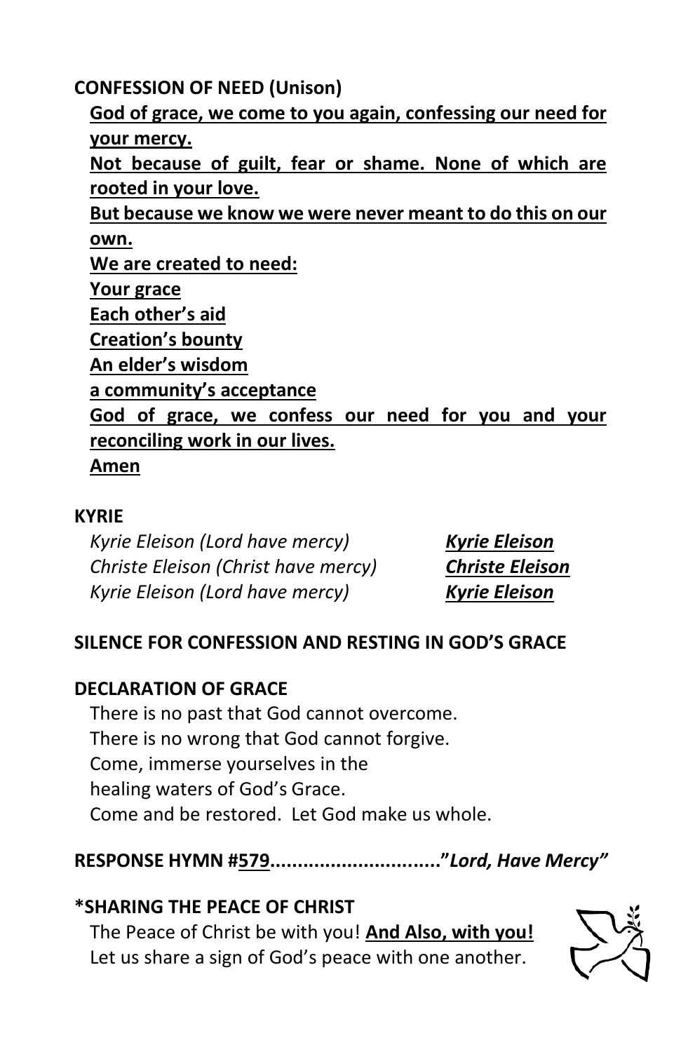**CONFESSION OF NEED (Unison)**

**God of grace, we come to you again, confessing our need for your mercy.**
**Not because of guilt, fear or shame. None of which are rooted in your love.**
**But because we know we were never meant to do this on our own.**
**We are created to need:**
**Your grace**
**Each other's aid**
**Creation's bounty**
**An elder's wisdom**
**a community's acceptance**
**God of grace, we confess our need for you and your reconciling work in our lives.**
**Amen**

**KYRIE**

*Kyrie Eleison (Lord have mercy)* ***Kyrie Eleison***
*Christe Eleison (Christ have mercy)* ***Christe Eleison***
*Kyrie Eleison (Lord have mercy)* ***Kyrie Eleison***

**SILENCE FOR CONFESSION AND RESTING IN GOD'S GRACE**

**DECLARATION OF GRACE**

There is no past that God cannot overcome.
There is no wrong that God cannot forgive.
Come, immerse yourselves in the
healing waters of God's Grace.
Come and be restored. Let God make us whole.

**RESPONSE HYMN #579..............................."*Lord, Have Mercy"***

**\*SHARING THE PEACE OF CHRIST**

The Peace of Christ be with you! **And Also, with you!**
Let us share a sign of God's peace with one another.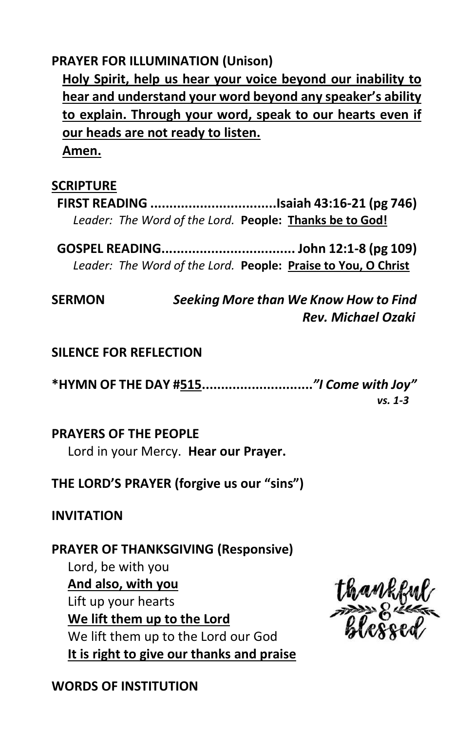**PRAYER FOR ILLUMINATION (Unison)**

**Holy Spirit, help us hear your voice beyond our inability to hear and understand your word beyond any speaker's ability to explain. Through your word, speak to our hearts even if our heads are not ready to listen.**
**Amen.**

**SCRIPTURE**

**FIRST READING ................................Isaiah 43:16-21 (pg 746)**
*Leader: The Word of the Lord.* **People: Thanks be to God!**

**GOSPEL READING.................................. John 12:1-8 (pg 109)**
*Leader: The Word of the Lord.* **People: Praise to You, O Christ**

**SERMON** ***Seeking More than We Know How to Find***
***Rev. Michael Ozaki***

**SILENCE FOR REFLECTION**

**\*HYMN OF THE DAY #515............................*"I Come with Joy"***
***vs. 1-3***

**PRAYERS OF THE PEOPLE**
Lord in your Mercy. **Hear our Prayer.**

**THE LORD'S PRAYER (forgive us our "sins")**

**INVITATION**

**PRAYER OF THANKSGIVING (Responsive)**
Lord, be with you
**And also, with you**
Lift up your hearts
**We lift them up to the Lord**
We lift them up to the Lord our God
**It is right to give our thanks and praise**

**WORDS OF INSTITUTION**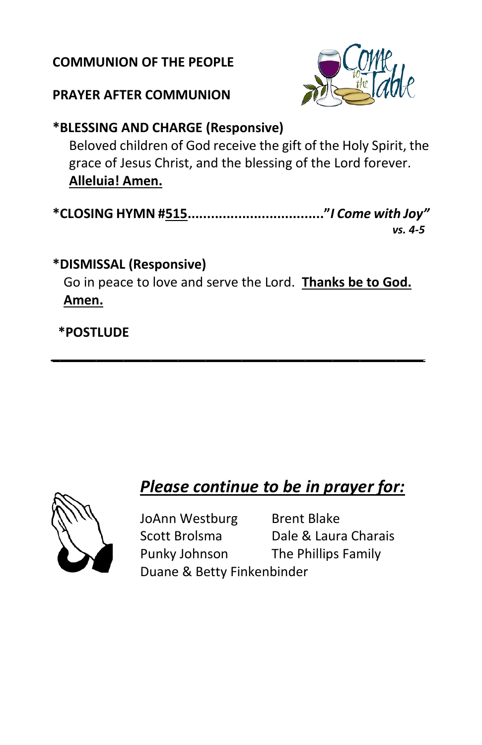**COMMUNION OF THE PEOPLE**

**PRAYER AFTER COMMUNION**

**\*BLESSING AND CHARGE (Responsive)**

Beloved children of God receive the gift of the Holy Spirit, the grace of Jesus Christ, and the blessing of the Lord forever. **Alleluia! Amen.**

**\*CLOSING HYMN #515..................................."*I Come with Joy*"**
***vs. 4-5***

**\*DISMISSAL (Responsive)**

Go in peace to love and serve the Lord. **Thanks be to God. Amen.**

**\*POSTLUDE**

---

***Please continue to be in prayer for:***

| | |
|---|---|
| JoAnn Westburg | Brent Blake |
| Scott Brolsma | Dale & Laura Charais |
| Punky Johnson | The Phillips Family |
| Duane & Betty Finkenbinder | |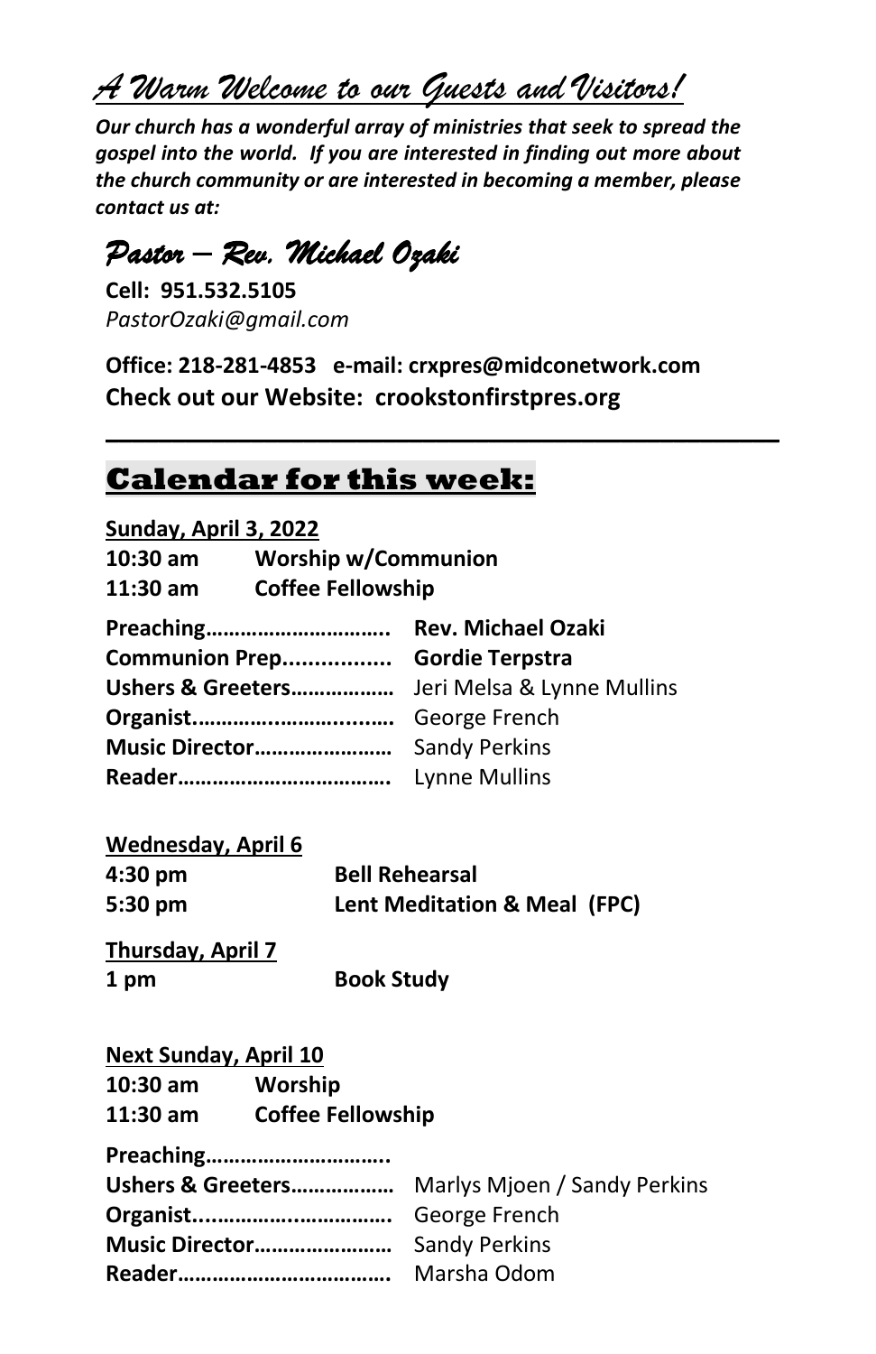# *A Warm Welcome to our Guests and Visitors!*

***Our church has a wonderful array of ministries that seek to spread the gospel into the world. If you are interested in finding out more about the church community or are interested in becoming a member, please contact us at:***

## *Pastor – Rev. Michael Ozaki*

**Cell: 951.532.5105**
*PastorOzaki@gmail.com*

**Office: 218-281-4853 e-mail: crxpres@midconetwork.com**
**Check out our Website: crookstonfirstpres.org**

---

## Calendar for this week:

**Sunday, April 3, 2022**

**10:30 am Worship w/Communion**
**11:30 am Coffee Fellowship**

**Preaching…………………………. Rev. Michael Ozaki**
**Communion Prep................. Gordie Terpstra**
**Ushers & Greeters………………** Jeri Melsa & Lynne Mullins
**Organist.……………….……..……** George French
**Music Director……………………** Sandy Perkins
**Reader……………………………….** Lynne Mullins

**Wednesday, April 6**

**4:30 pm Bell Rehearsal**
**5:30 pm Lent Meditation & Meal (FPC)**

**Thursday, April 7**

**1 pm Book Study**

**Next Sunday, April 10**

**10:30 am Worship**
**11:30 am Coffee Fellowship**

**Preaching…………………………..**
**Ushers & Greeters………………** Marlys Mjoen / Sandy Perkins
**Organist...……………..……………** George French
**Music Director……………………** Sandy Perkins
**Reader……………………………….** Marsha Odom